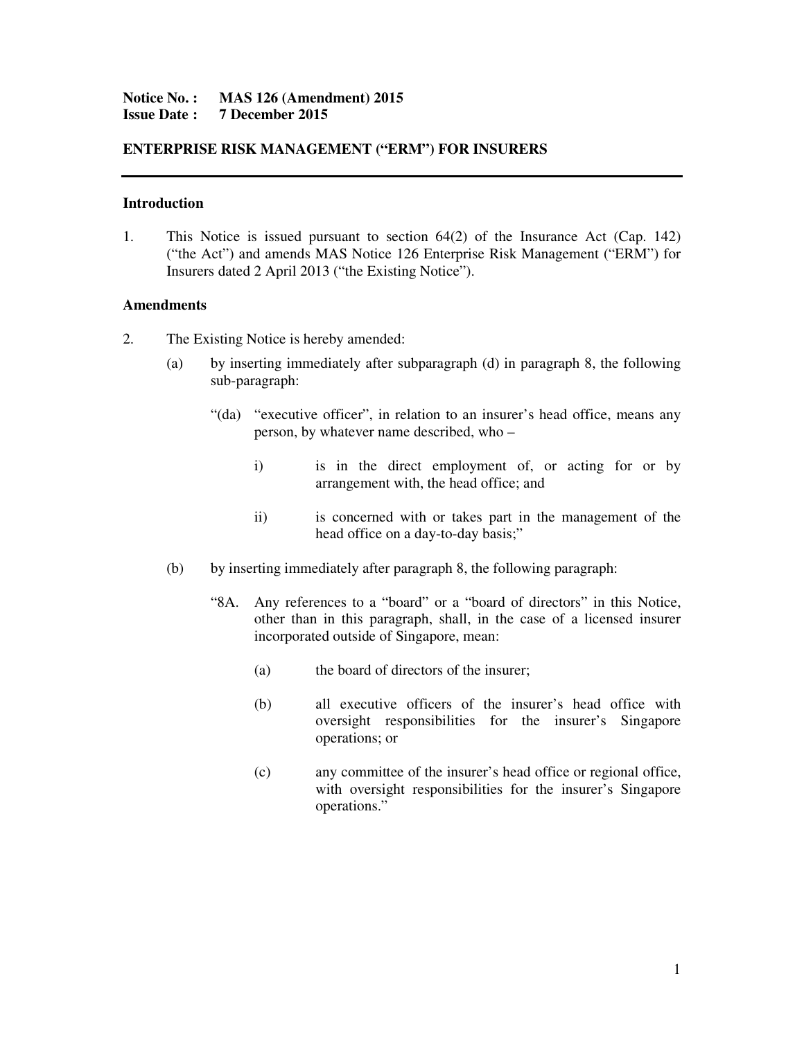**Notice No. :** **MAS 126 (Amendment) 2015**
**Issue Date :** **7 December 2015**

## ENTERPRISE RISK MANAGEMENT ("ERM") FOR INSURERS

---

### Introduction

1. This Notice is issued pursuant to section 64(2) of the Insurance Act (Cap. 142) ("the Act") and amends MAS Notice 126 Enterprise Risk Management ("ERM") for Insurers dated 2 April 2013 ("the Existing Notice").

### Amendments

2. The Existing Notice is hereby amended:

   (a) by inserting immediately after subparagraph (d) in paragraph 8, the following sub-paragraph:

      "(da) "executive officer", in relation to an insurer's head office, means any person, by whatever name described, who –

         i) is in the direct employment of, or acting for or by arrangement with, the head office; and

         ii) is concerned with or takes part in the management of the head office on a day-to-day basis;"

   (b) by inserting immediately after paragraph 8, the following paragraph:

      "8A. Any references to a "board" or a "board of directors" in this Notice, other than in this paragraph, shall, in the case of a licensed insurer incorporated outside of Singapore, mean:

         (a) the board of directors of the insurer;

         (b) all executive officers of the insurer's head office with oversight responsibilities for the insurer's Singapore operations; or

         (c) any committee of the insurer's head office or regional office, with oversight responsibilities for the insurer's Singapore operations."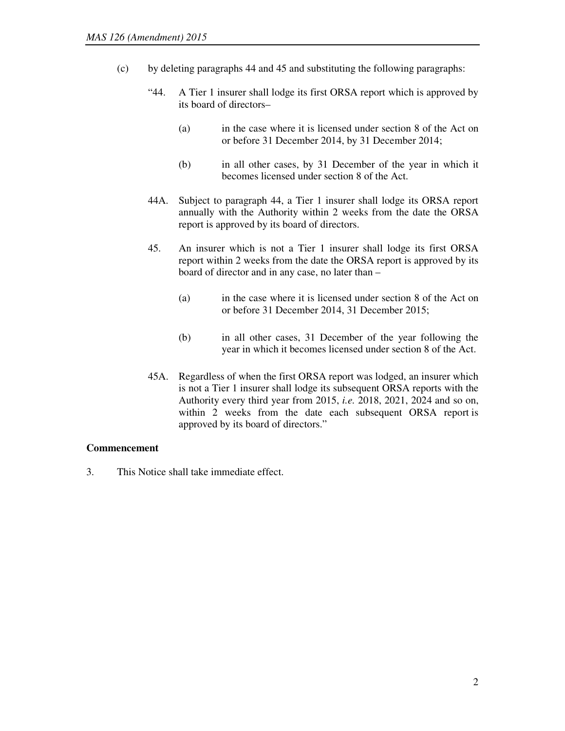(c) by deleting paragraphs 44 and 45 and substituting the following paragraphs:

"44. A Tier 1 insurer shall lodge its first ORSA report which is approved by its board of directors–

(a) in the case where it is licensed under section 8 of the Act on or before 31 December 2014, by 31 December 2014;

(b) in all other cases, by 31 December of the year in which it becomes licensed under section 8 of the Act.

44A. Subject to paragraph 44, a Tier 1 insurer shall lodge its ORSA report annually with the Authority within 2 weeks from the date the ORSA report is approved by its board of directors.

45. An insurer which is not a Tier 1 insurer shall lodge its first ORSA report within 2 weeks from the date the ORSA report is approved by its board of director and in any case, no later than –

(a) in the case where it is licensed under section 8 of the Act on or before 31 December 2014, 31 December 2015;

(b) in all other cases, 31 December of the year following the year in which it becomes licensed under section 8 of the Act.

45A. Regardless of when the first ORSA report was lodged, an insurer which is not a Tier 1 insurer shall lodge its subsequent ORSA reports with the Authority every third year from 2015, *i.e.* 2018, 2021, 2024 and so on, within 2 weeks from the date each subsequent ORSA report is approved by its board of directors."

**Commencement**

3. This Notice shall take immediate effect.